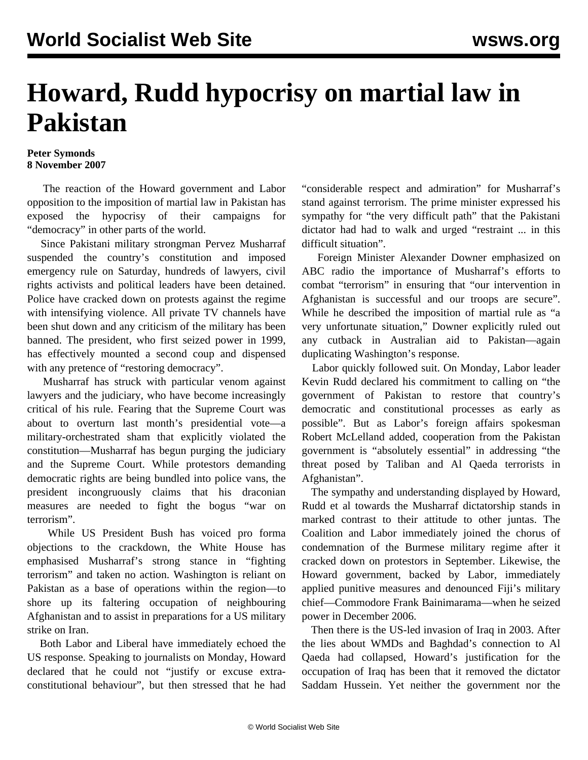# Howard, Rudd hypocrisy on martial law in Pakistan

**Peter Symonds**
**8 November 2007**

The reaction of the Howard government and Labor opposition to the imposition of martial law in Pakistan has exposed the hypocrisy of their campaigns for "democracy" in other parts of the world.

Since Pakistani military strongman Pervez Musharraf suspended the country's constitution and imposed emergency rule on Saturday, hundreds of lawyers, civil rights activists and political leaders have been detained. Police have cracked down on protests against the regime with intensifying violence. All private TV channels have been shut down and any criticism of the military has been banned. The president, who first seized power in 1999, has effectively mounted a second coup and dispensed with any pretence of "restoring democracy".

Musharraf has struck with particular venom against lawyers and the judiciary, who have become increasingly critical of his rule. Fearing that the Supreme Court was about to overturn last month's presidential vote—a military-orchestrated sham that explicitly violated the constitution—Musharraf has begun purging the judiciary and the Supreme Court. While protestors demanding democratic rights are being bundled into police vans, the president incongruously claims that his draconian measures are needed to fight the bogus "war on terrorism".

While US President Bush has voiced pro forma objections to the crackdown, the White House has emphasised Musharraf's strong stance in "fighting terrorism" and taken no action. Washington is reliant on Pakistan as a base of operations within the region—to shore up its faltering occupation of neighbouring Afghanistan and to assist in preparations for a US military strike on Iran.

Both Labor and Liberal have immediately echoed the US response. Speaking to journalists on Monday, Howard declared that he could not "justify or excuse extra-constitutional behaviour", but then stressed that he had "considerable respect and admiration" for Musharraf's stand against terrorism. The prime minister expressed his sympathy for "the very difficult path" that the Pakistani dictator had had to walk and urged "restraint ... in this difficult situation".

Foreign Minister Alexander Downer emphasized on ABC radio the importance of Musharraf's efforts to combat "terrorism" in ensuring that "our intervention in Afghanistan is successful and our troops are secure". While he described the imposition of martial rule as "a very unfortunate situation," Downer explicitly ruled out any cutback in Australian aid to Pakistan—again duplicating Washington's response.

Labor quickly followed suit. On Monday, Labor leader Kevin Rudd declared his commitment to calling on "the government of Pakistan to restore that country's democratic and constitutional processes as early as possible". But as Labor's foreign affairs spokesman Robert McLelland added, cooperation from the Pakistan government is "absolutely essential" in addressing "the threat posed by Taliban and Al Qaeda terrorists in Afghanistan".

The sympathy and understanding displayed by Howard, Rudd et al towards the Musharraf dictatorship stands in marked contrast to their attitude to other juntas. The Coalition and Labor immediately joined the chorus of condemnation of the Burmese military regime after it cracked down on protestors in September. Likewise, the Howard government, backed by Labor, immediately applied punitive measures and denounced Fiji's military chief—Commodore Frank Bainimarama—when he seized power in December 2006.

Then there is the US-led invasion of Iraq in 2003. After the lies about WMDs and Baghdad's connection to Al Qaeda had collapsed, Howard's justification for the occupation of Iraq has been that it removed the dictator Saddam Hussein. Yet neither the government nor the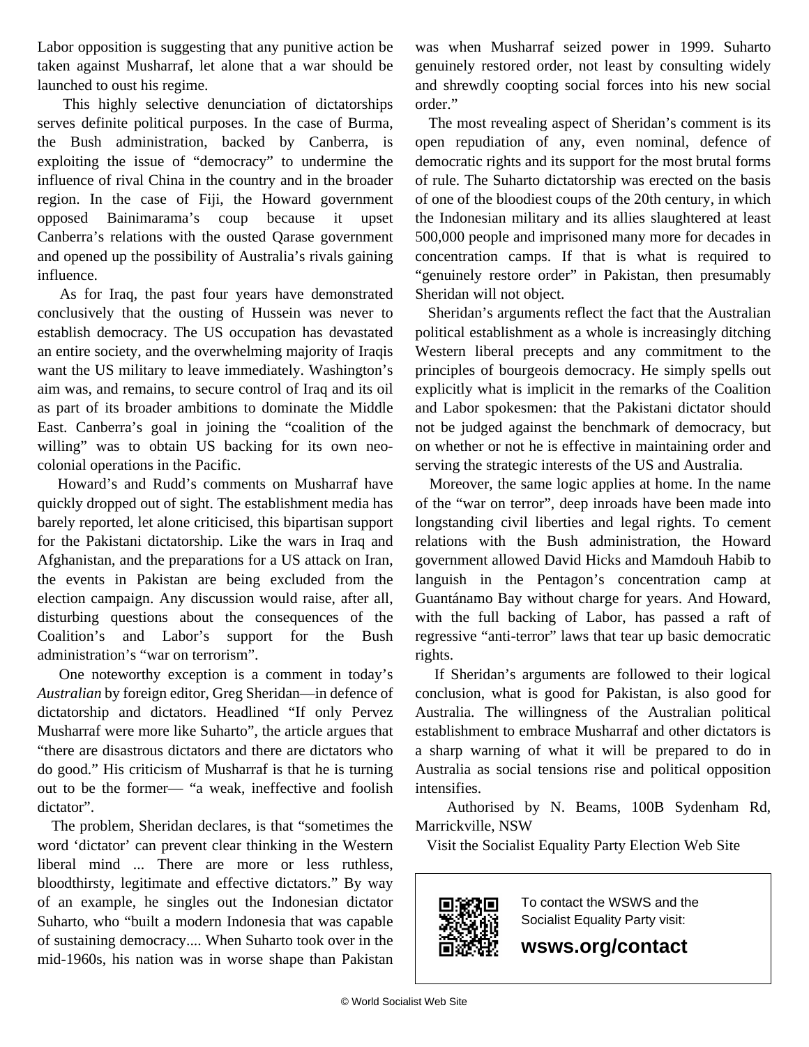Labor opposition is suggesting that any punitive action be taken against Musharraf, let alone that a war should be launched to oust his regime.

This highly selective denunciation of dictatorships serves definite political purposes. In the case of Burma, the Bush administration, backed by Canberra, is exploiting the issue of "democracy" to undermine the influence of rival China in the country and in the broader region. In the case of Fiji, the Howard government opposed Bainimarama's coup because it upset Canberra's relations with the ousted Qarase government and opened up the possibility of Australia's rivals gaining influence.

As for Iraq, the past four years have demonstrated conclusively that the ousting of Hussein was never to establish democracy. The US occupation has devastated an entire society, and the overwhelming majority of Iraqis want the US military to leave immediately. Washington's aim was, and remains, to secure control of Iraq and its oil as part of its broader ambitions to dominate the Middle East. Canberra's goal in joining the "coalition of the willing" was to obtain US backing for its own neo-colonial operations in the Pacific.

Howard's and Rudd's comments on Musharraf have quickly dropped out of sight. The establishment media has barely reported, let alone criticised, this bipartisan support for the Pakistani dictatorship. Like the wars in Iraq and Afghanistan, and the preparations for a US attack on Iran, the events in Pakistan are being excluded from the election campaign. Any discussion would raise, after all, disturbing questions about the consequences of the Coalition's and Labor's support for the Bush administration's "war on terrorism".

One noteworthy exception is a comment in today's *Australian* by foreign editor, Greg Sheridan—in defence of dictatorship and dictators. Headlined "If only Pervez Musharraf were more like Suharto", the article argues that "there are disastrous dictators and there are dictators who do good." His criticism of Musharraf is that he is turning out to be the former— "a weak, ineffective and foolish dictator".

The problem, Sheridan declares, is that "sometimes the word 'dictator' can prevent clear thinking in the Western liberal mind ... There are more or less ruthless, bloodthirsty, legitimate and effective dictators." By way of an example, he singles out the Indonesian dictator Suharto, who "built a modern Indonesia that was capable of sustaining democracy.... When Suharto took over in the mid-1960s, his nation was in worse shape than Pakistan was when Musharraf seized power in 1999. Suharto genuinely restored order, not least by consulting widely and shrewdly coopting social forces into his new social order."

The most revealing aspect of Sheridan's comment is its open repudiation of any, even nominal, defence of democratic rights and its support for the most brutal forms of rule. The Suharto dictatorship was erected on the basis of one of the bloodiest coups of the 20th century, in which the Indonesian military and its allies slaughtered at least 500,000 people and imprisoned many more for decades in concentration camps. If that is what is required to "genuinely restore order" in Pakistan, then presumably Sheridan will not object.

Sheridan's arguments reflect the fact that the Australian political establishment as a whole is increasingly ditching Western liberal precepts and any commitment to the principles of bourgeois democracy. He simply spells out explicitly what is implicit in the remarks of the Coalition and Labor spokesmen: that the Pakistani dictator should not be judged against the benchmark of democracy, but on whether or not he is effective in maintaining order and serving the strategic interests of the US and Australia.

Moreover, the same logic applies at home. In the name of the "war on terror", deep inroads have been made into longstanding civil liberties and legal rights. To cement relations with the Bush administration, the Howard government allowed David Hicks and Mamdouh Habib to languish in the Pentagon's concentration camp at Guantánamo Bay without charge for years. And Howard, with the full backing of Labor, has passed a raft of regressive "anti-terror" laws that tear up basic democratic rights.

If Sheridan's arguments are followed to their logical conclusion, what is good for Pakistan, is also good for Australia. The willingness of the Australian political establishment to embrace Musharraf and other dictators is a sharp warning of what it will be prepared to do in Australia as social tensions rise and political opposition intensifies.

Authorised by N. Beams, 100B Sydenham Rd, Marrickville, NSW

Visit the Socialist Equality Party Election Web Site

To contact the WSWS and the Socialist Equality Party visit:

**wsws.org/contact**